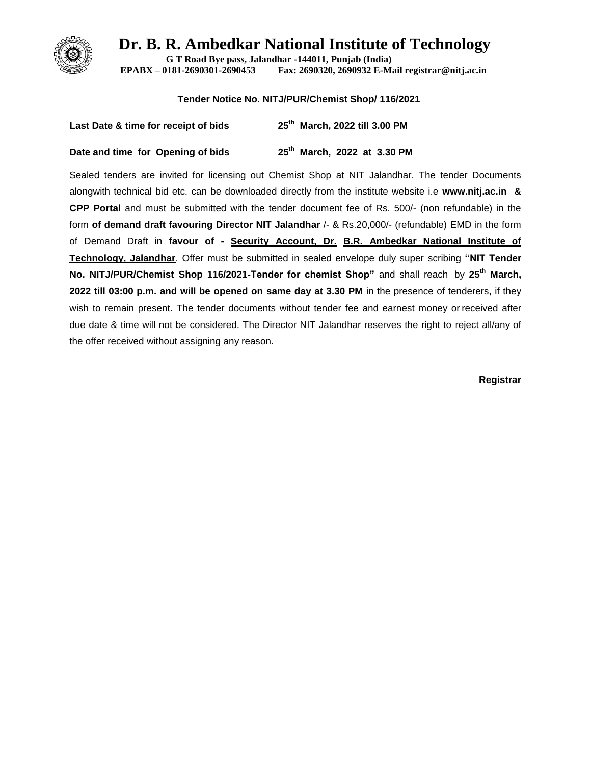# Dr. B. R. Ambedkar National Institute of Technology

**G T Road Bye pass, Jalandhar -144011, Punjab (India)**
**EPABX – 0181-2690301-2690453 Fax: 2690320, 2690932 E-Mail registrar@nitj.ac.in**

**Tender Notice No. NITJ/PUR/Chemist Shop/ 116/2021**

| | |
|---|---|
| **Last Date & time for receipt of bids** | **25th March, 2022 till 3.00 PM** |
| **Date and time for Opening of bids** | **25th March, 2022 at 3.30 PM** |

Sealed tenders are invited for licensing out Chemist Shop at NIT Jalandhar. The tender Documents alongwith technical bid etc. can be downloaded directly from the institute website i.e **www.nitj.ac.in & CPP Portal** and must be submitted with the tender document fee of Rs. 500/- (non refundable) in the form **of demand draft favouring Director NIT Jalandhar** /- & Rs.20,000/- (refundable) EMD in the form of Demand Draft in **favour of - Security Account, Dr. B.R. Ambedkar National Institute of Technology, Jalandhar**. Offer must be submitted in sealed envelope duly super scribing **"NIT Tender No. NITJ/PUR/Chemist Shop 116/2021-Tender for chemist Shop"** and shall reach by **25th March, 2022 till 03:00 p.m. and will be opened on same day at 3.30 PM** in the presence of tenderers, if they wish to remain present. The tender documents without tender fee and earnest money or received after due date & time will not be considered. The Director NIT Jalandhar reserves the right to reject all/any of the offer received without assigning any reason.

**Registrar**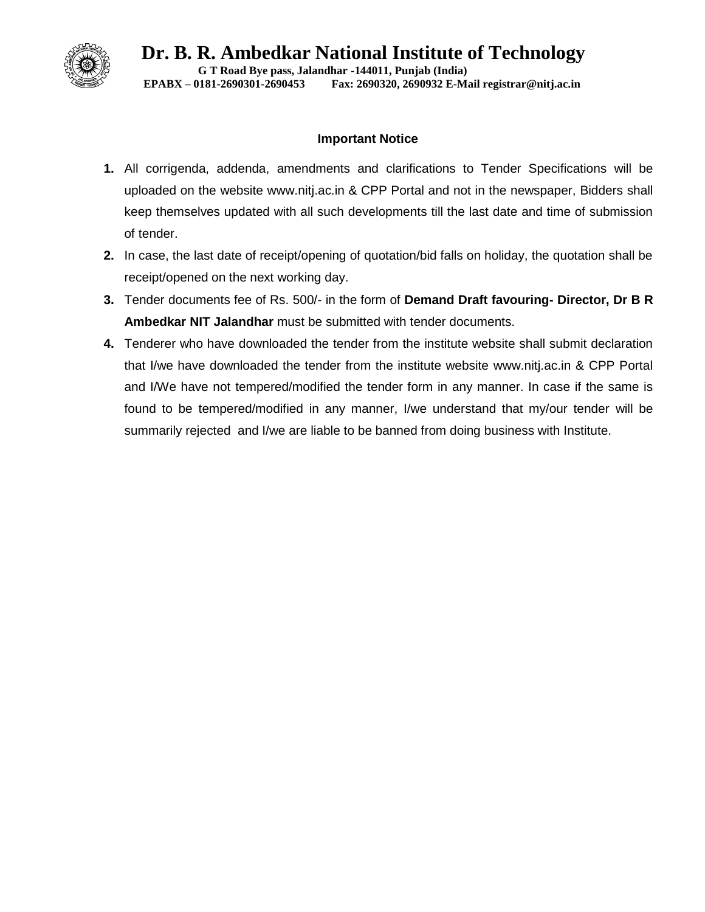# Dr. B. R. Ambedkar National Institute of Technology

**G T Road Bye pass, Jalandhar -144011, Punjab (India)**
**EPABX – 0181-2690301-2690453 Fax: 2690320, 2690932 E-Mail registrar@nitj.ac.in**

## Important Notice

1. All corrigenda, addenda, amendments and clarifications to Tender Specifications will be uploaded on the website www.nitj.ac.in & CPP Portal and not in the newspaper, Bidders shall keep themselves updated with all such developments till the last date and time of submission of tender.
2. In case, the last date of receipt/opening of quotation/bid falls on holiday, the quotation shall be receipt/opened on the next working day.
3. Tender documents fee of Rs. 500/- in the form of **Demand Draft favouring- Director, Dr B R Ambedkar NIT Jalandhar** must be submitted with tender documents.
4. Tenderer who have downloaded the tender from the institute website shall submit declaration that I/we have downloaded the tender from the institute website www.nitj.ac.in & CPP Portal and I/We have not tempered/modified the tender form in any manner. In case if the same is found to be tempered/modified in any manner, I/we understand that my/our tender will be summarily rejected and I/we are liable to be banned from doing business with Institute.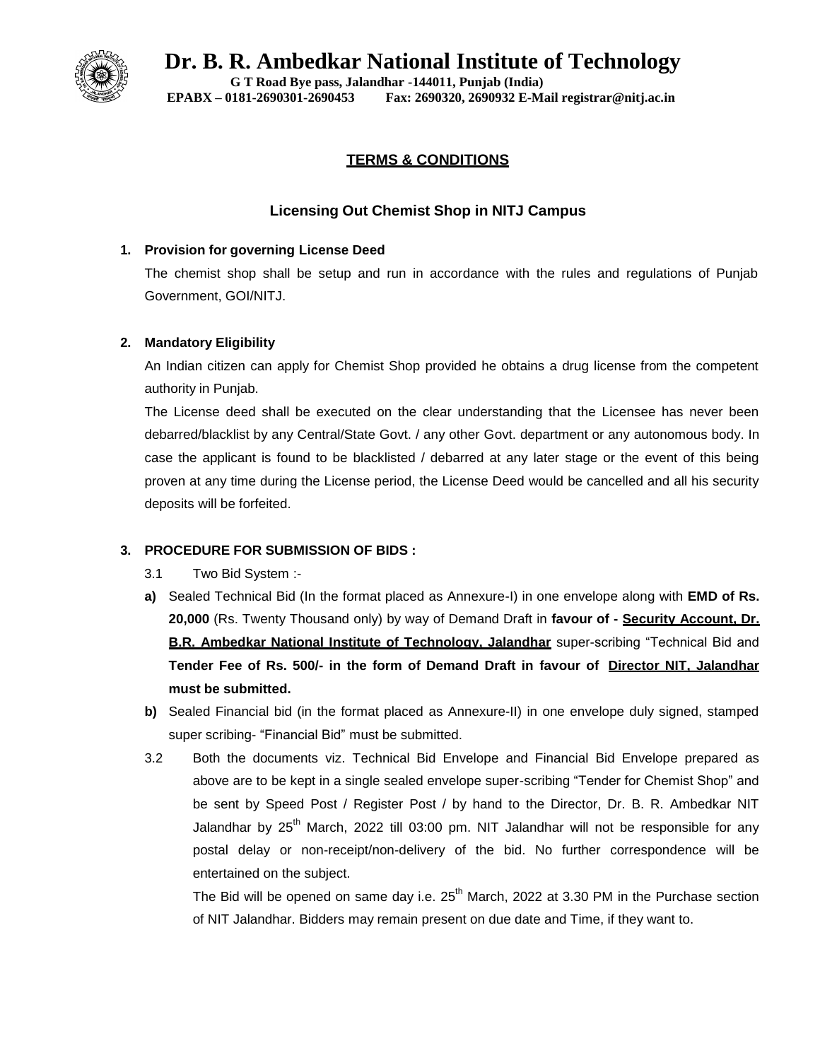# Dr. B. R. Ambedkar National Institute of Technology

**G T Road Bye pass, Jalandhar -144011, Punjab (India)**
**EPABX – 0181-2690301-2690453 Fax: 2690320, 2690932 E-Mail registrar@nitj.ac.in**

## TERMS & CONDITIONS

### Licensing Out Chemist Shop in NITJ Campus

**1. Provision for governing License Deed**

The chemist shop shall be setup and run in accordance with the rules and regulations of Punjab Government, GOI/NITJ.

**2. Mandatory Eligibility**

An Indian citizen can apply for Chemist Shop provided he obtains a drug license from the competent authority in Punjab.

The License deed shall be executed on the clear understanding that the Licensee has never been debarred/blacklist by any Central/State Govt. / any other Govt. department or any autonomous body. In case the applicant is found to be blacklisted / debarred at any later stage or the event of this being proven at any time during the License period, the License Deed would be cancelled and all his security deposits will be forfeited.

**3. PROCEDURE FOR SUBMISSION OF BIDS :**

3.1 Two Bid System :-

**a)** Sealed Technical Bid (In the format placed as Annexure-I) in one envelope along with **EMD of Rs. 20,000** (Rs. Twenty Thousand only) by way of Demand Draft in **favour of - Security Account, Dr. B.R. Ambedkar National Institute of Technology, Jalandhar** super-scribing "Technical Bid and **Tender Fee of Rs. 500/- in the form of Demand Draft in favour of Director NIT, Jalandhar must be submitted.**

**b)** Sealed Financial bid (in the format placed as Annexure-II) in one envelope duly signed, stamped super scribing- "Financial Bid" must be submitted.

3.2 Both the documents viz. Technical Bid Envelope and Financial Bid Envelope prepared as above are to be kept in a single sealed envelope super-scribing "Tender for Chemist Shop" and be sent by Speed Post / Register Post / by hand to the Director, Dr. B. R. Ambedkar NIT Jalandhar by 25th March, 2022 till 03:00 pm. NIT Jalandhar will not be responsible for any postal delay or non-receipt/non-delivery of the bid. No further correspondence will be entertained on the subject.

The Bid will be opened on same day i.e. 25th March, 2022 at 3.30 PM in the Purchase section of NIT Jalandhar. Bidders may remain present on due date and Time, if they want to.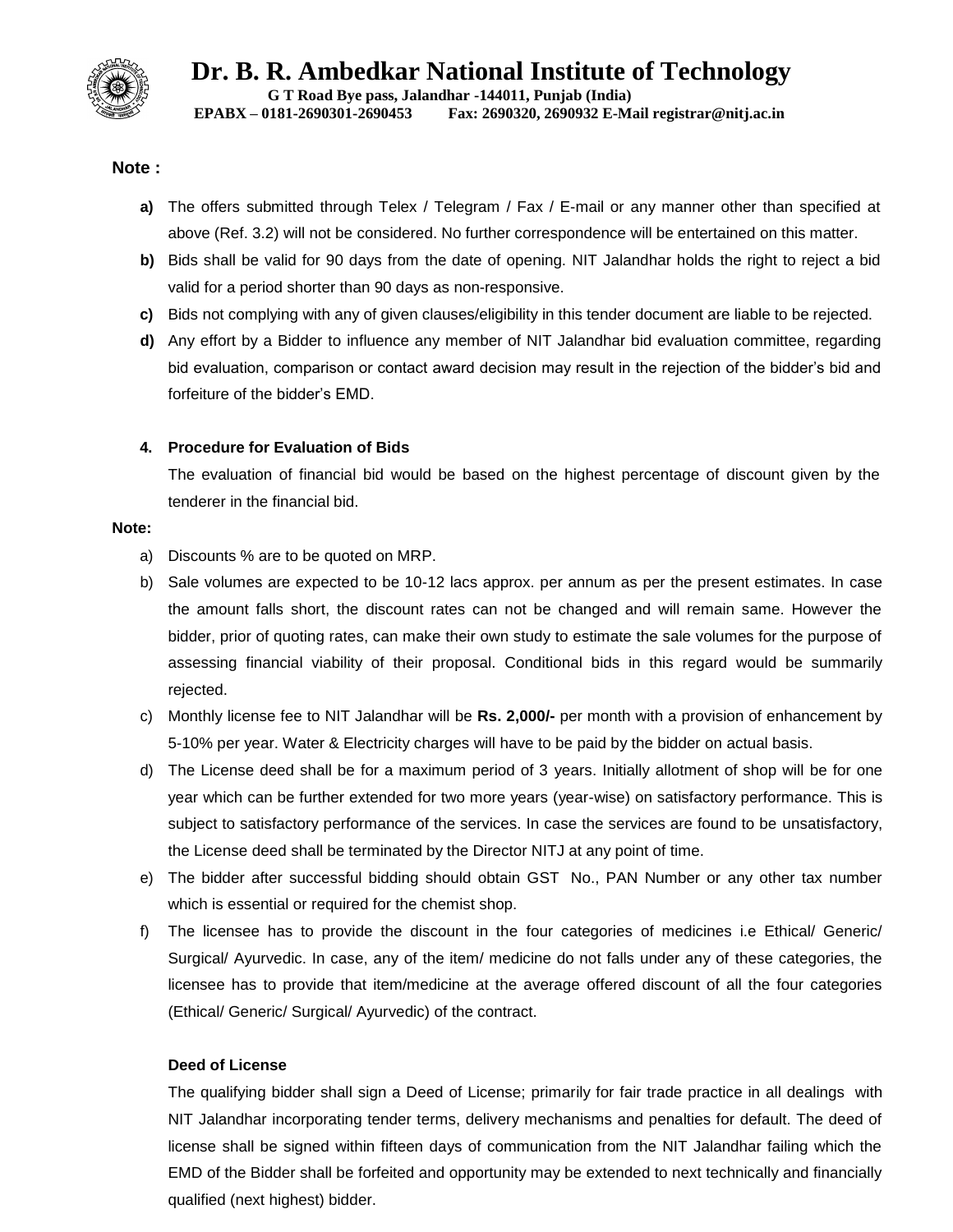**Note :**

- **a)** The offers submitted through Telex / Telegram / Fax / E-mail or any manner other than specified at above (Ref. 3.2) will not be considered. No further correspondence will be entertained on this matter.
- **b)** Bids shall be valid for 90 days from the date of opening. NIT Jalandhar holds the right to reject a bid valid for a period shorter than 90 days as non-responsive.
- **c)** Bids not complying with any of given clauses/eligibility in this tender document are liable to be rejected.
- **d)** Any effort by a Bidder to influence any member of NIT Jalandhar bid evaluation committee, regarding bid evaluation, comparison or contact award decision may result in the rejection of the bidder's bid and forfeiture of the bidder's EMD.

**4. Procedure for Evaluation of Bids**

The evaluation of financial bid would be based on the highest percentage of discount given by the tenderer in the financial bid.

**Note:**

- a) Discounts % are to be quoted on MRP.
- b) Sale volumes are expected to be 10-12 lacs approx. per annum as per the present estimates. In case the amount falls short, the discount rates can not be changed and will remain same. However the bidder, prior of quoting rates, can make their own study to estimate the sale volumes for the purpose of assessing financial viability of their proposal. Conditional bids in this regard would be summarily rejected.
- c) Monthly license fee to NIT Jalandhar will be **Rs. 2,000/-** per month with a provision of enhancement by 5-10% per year. Water & Electricity charges will have to be paid by the bidder on actual basis.
- d) The License deed shall be for a maximum period of 3 years. Initially allotment of shop will be for one year which can be further extended for two more years (year-wise) on satisfactory performance. This is subject to satisfactory performance of the services. In case the services are found to be unsatisfactory, the License deed shall be terminated by the Director NITJ at any point of time.
- e) The bidder after successful bidding should obtain GST No., PAN Number or any other tax number which is essential or required for the chemist shop.
- f) The licensee has to provide the discount in the four categories of medicines i.e Ethical/ Generic/ Surgical/ Ayurvedic. In case, any of the item/ medicine do not falls under any of these categories, the licensee has to provide that item/medicine at the average offered discount of all the four categories (Ethical/ Generic/ Surgical/ Ayurvedic) of the contract.

**Deed of License**

The qualifying bidder shall sign a Deed of License; primarily for fair trade practice in all dealings with NIT Jalandhar incorporating tender terms, delivery mechanisms and penalties for default. The deed of license shall be signed within fifteen days of communication from the NIT Jalandhar failing which the EMD of the Bidder shall be forfeited and opportunity may be extended to next technically and financially qualified (next highest) bidder.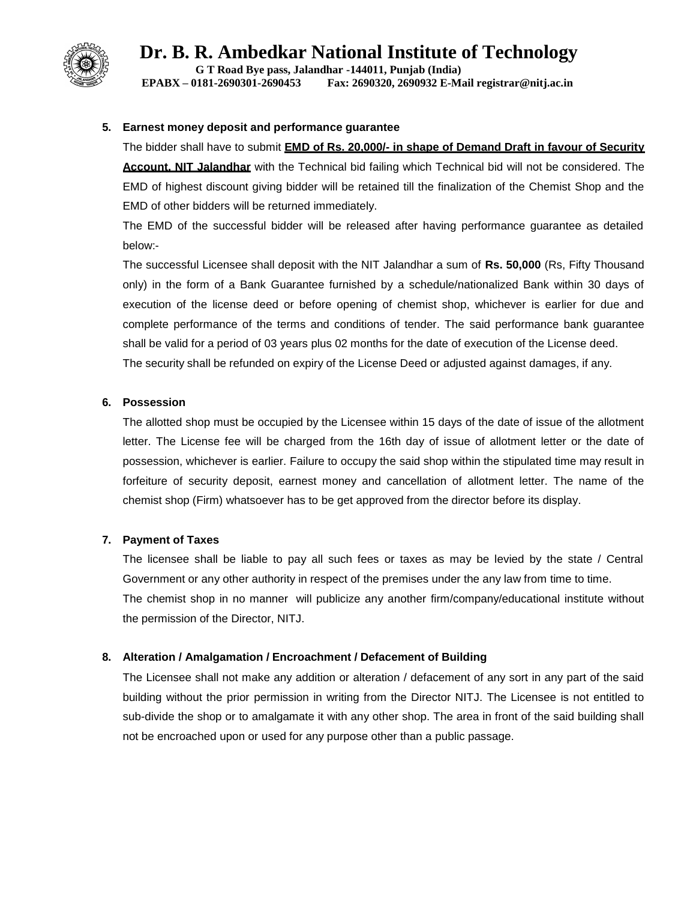**5. Earnest money deposit and performance guarantee**

The bidder shall have to submit **EMD of Rs. 20,000/- in shape of Demand Draft in favour of Security Account, NIT Jalandhar** with the Technical bid failing which Technical bid will not be considered. The EMD of highest discount giving bidder will be retained till the finalization of the Chemist Shop and the EMD of other bidders will be returned immediately.

The EMD of the successful bidder will be released after having performance guarantee as detailed below:-

The successful Licensee shall deposit with the NIT Jalandhar a sum of **Rs. 50,000** (Rs, Fifty Thousand only) in the form of a Bank Guarantee furnished by a schedule/nationalized Bank within 30 days of execution of the license deed or before opening of chemist shop, whichever is earlier for due and complete performance of the terms and conditions of tender. The said performance bank guarantee shall be valid for a period of 03 years plus 02 months for the date of execution of the License deed.

The security shall be refunded on expiry of the License Deed or adjusted against damages, if any.

**6. Possession**

The allotted shop must be occupied by the Licensee within 15 days of the date of issue of the allotment letter. The License fee will be charged from the 16th day of issue of allotment letter or the date of possession, whichever is earlier. Failure to occupy the said shop within the stipulated time may result in forfeiture of security deposit, earnest money and cancellation of allotment letter. The name of the chemist shop (Firm) whatsoever has to be get approved from the director before its display.

**7. Payment of Taxes**

The licensee shall be liable to pay all such fees or taxes as may be levied by the state / Central Government or any other authority in respect of the premises under the any law from time to time.

The chemist shop in no manner will publicize any another firm/company/educational institute without the permission of the Director, NITJ.

**8. Alteration / Amalgamation / Encroachment / Defacement of Building**

The Licensee shall not make any addition or alteration / defacement of any sort in any part of the said building without the prior permission in writing from the Director NITJ. The Licensee is not entitled to sub-divide the shop or to amalgamate it with any other shop. The area in front of the said building shall not be encroached upon or used for any purpose other than a public passage.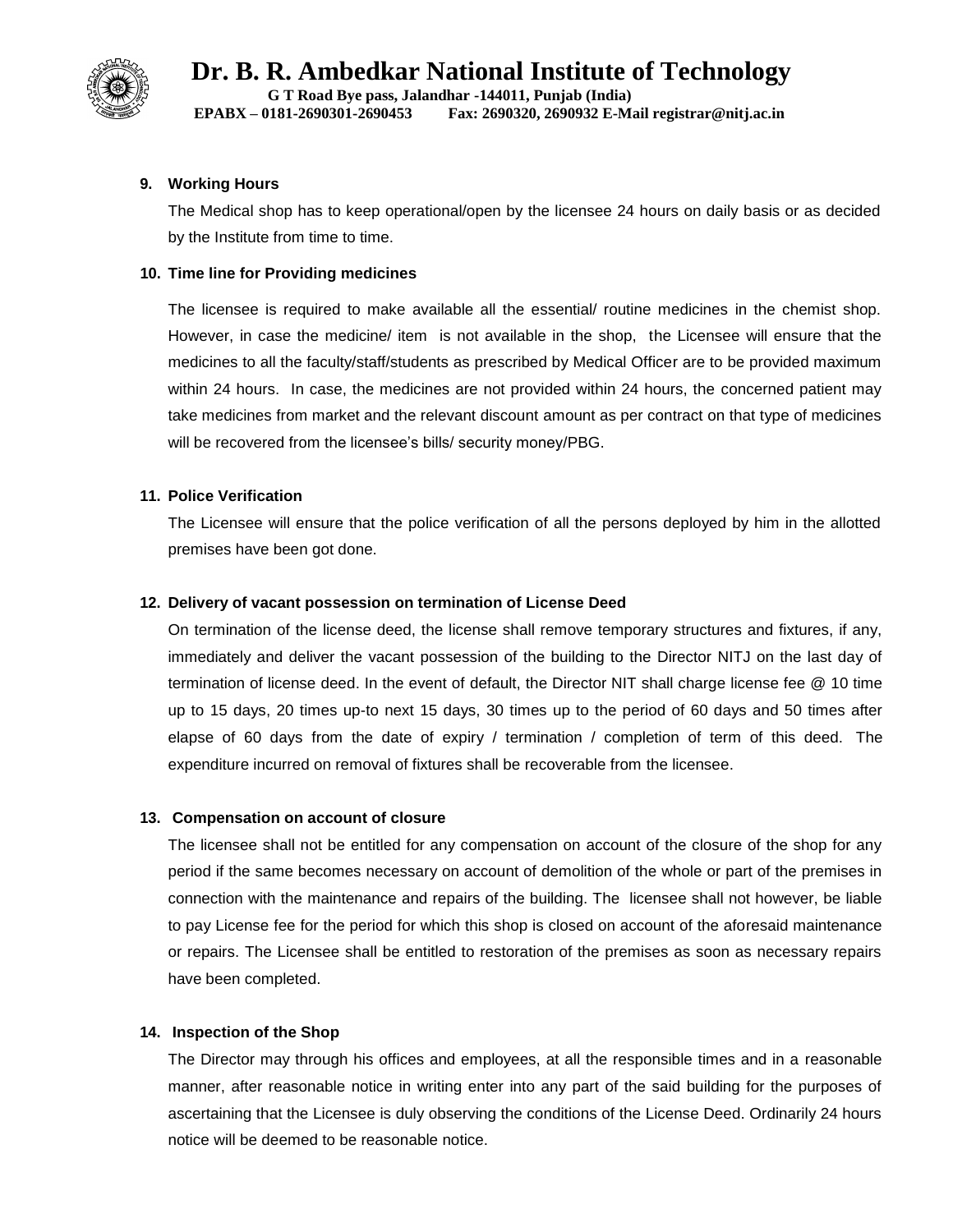**9. Working Hours**

The Medical shop has to keep operational/open by the licensee 24 hours on daily basis or as decided by the Institute from time to time.

**10. Time line for Providing medicines**

The licensee is required to make available all the essential/ routine medicines in the chemist shop. However, in case the medicine/ item is not available in the shop, the Licensee will ensure that the medicines to all the faculty/staff/students as prescribed by Medical Officer are to be provided maximum within 24 hours. In case, the medicines are not provided within 24 hours, the concerned patient may take medicines from market and the relevant discount amount as per contract on that type of medicines will be recovered from the licensee's bills/ security money/PBG.

**11. Police Verification**

The Licensee will ensure that the police verification of all the persons deployed by him in the allotted premises have been got done.

**12. Delivery of vacant possession on termination of License Deed**

On termination of the license deed, the license shall remove temporary structures and fixtures, if any, immediately and deliver the vacant possession of the building to the Director NITJ on the last day of termination of license deed. In the event of default, the Director NIT shall charge license fee @ 10 time up to 15 days, 20 times up-to next 15 days, 30 times up to the period of 60 days and 50 times after elapse of 60 days from the date of expiry / termination / completion of term of this deed. The expenditure incurred on removal of fixtures shall be recoverable from the licensee.

**13. Compensation on account of closure**

The licensee shall not be entitled for any compensation on account of the closure of the shop for any period if the same becomes necessary on account of demolition of the whole or part of the premises in connection with the maintenance and repairs of the building. The licensee shall not however, be liable to pay License fee for the period for which this shop is closed on account of the aforesaid maintenance or repairs. The Licensee shall be entitled to restoration of the premises as soon as necessary repairs have been completed.

**14. Inspection of the Shop**

The Director may through his offices and employees, at all the responsible times and in a reasonable manner, after reasonable notice in writing enter into any part of the said building for the purposes of ascertaining that the Licensee is duly observing the conditions of the License Deed. Ordinarily 24 hours notice will be deemed to be reasonable notice.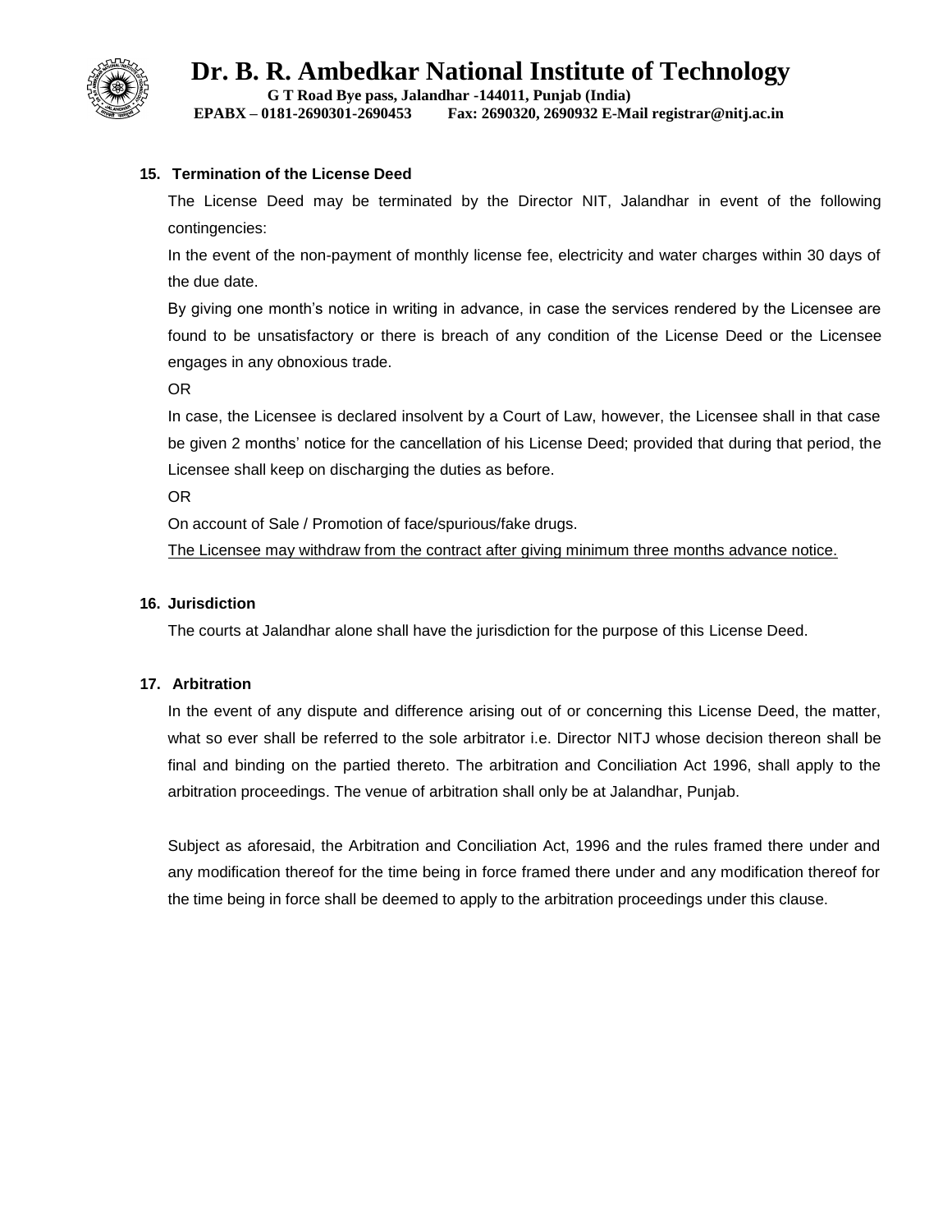## 15. Termination of the License Deed

The License Deed may be terminated by the Director NIT, Jalandhar in event of the following contingencies:

In the event of the non-payment of monthly license fee, electricity and water charges within 30 days of the due date.

By giving one month's notice in writing in advance, in case the services rendered by the Licensee are found to be unsatisfactory or there is breach of any condition of the License Deed or the Licensee engages in any obnoxious trade.

OR

In case, the Licensee is declared insolvent by a Court of Law, however, the Licensee shall in that case be given 2 months' notice for the cancellation of his License Deed; provided that during that period, the Licensee shall keep on discharging the duties as before.

OR

On account of Sale / Promotion of face/spurious/fake drugs.

<u>The Licensee may withdraw from the contract after giving minimum three months advance notice.</u>

## 16. Jurisdiction

The courts at Jalandhar alone shall have the jurisdiction for the purpose of this License Deed.

## 17. Arbitration

In the event of any dispute and difference arising out of or concerning this License Deed, the matter, what so ever shall be referred to the sole arbitrator i.e. Director NITJ whose decision thereon shall be final and binding on the partied thereto. The arbitration and Conciliation Act 1996, shall apply to the arbitration proceedings. The venue of arbitration shall only be at Jalandhar, Punjab.

Subject as aforesaid, the Arbitration and Conciliation Act, 1996 and the rules framed there under and any modification thereof for the time being in force framed there under and any modification thereof for the time being in force shall be deemed to apply to the arbitration proceedings under this clause.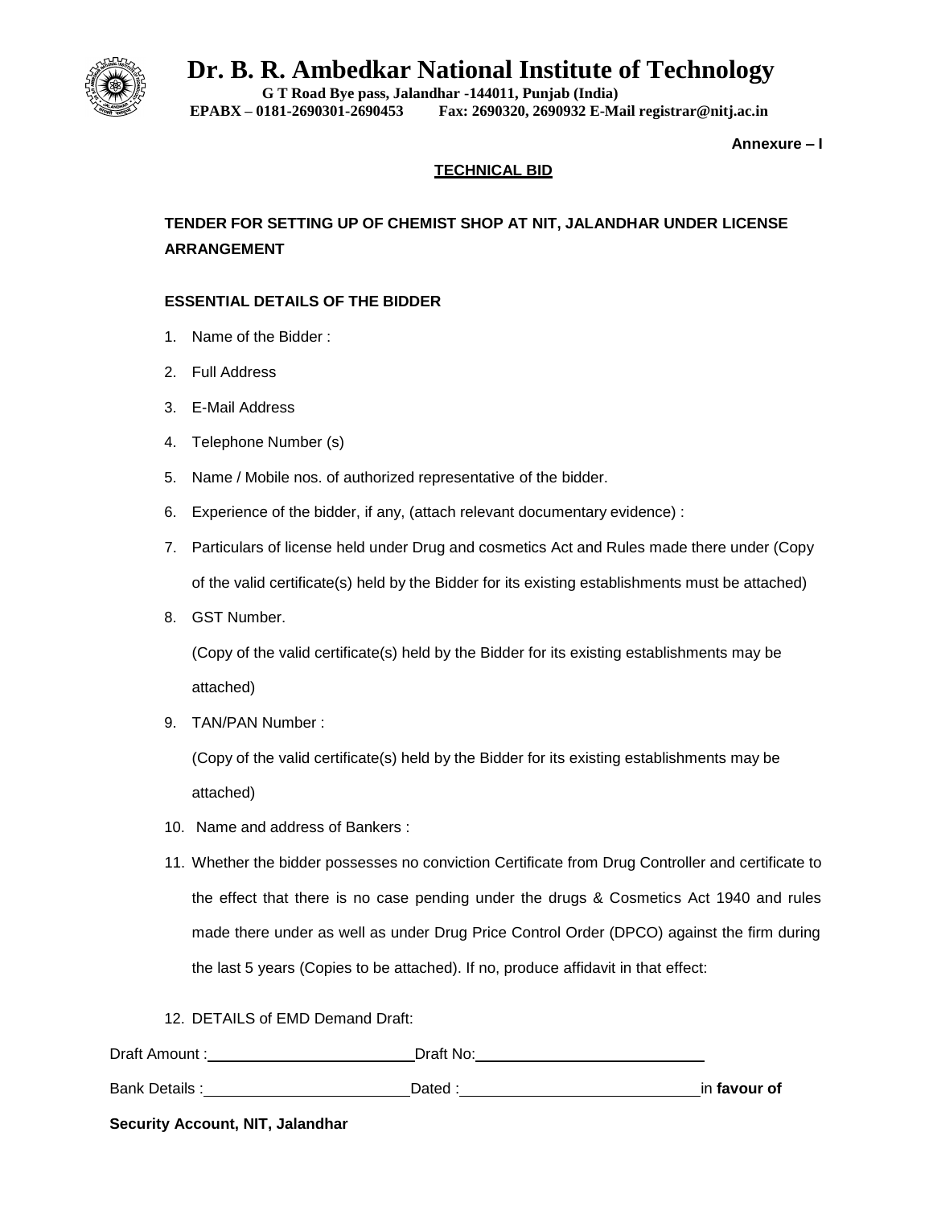# Dr. B. R. Ambedkar National Institute of Technology

**G T Road Bye pass, Jalandhar -144011, Punjab (India)**
**EPABX – 0181-2690301-2690453 Fax: 2690320, 2690932 E-Mail registrar@nitj.ac.in**

**Annexure – I**

**TECHNICAL BID**

**TENDER FOR SETTING UP OF CHEMIST SHOP AT NIT, JALANDHAR UNDER LICENSE ARRANGEMENT**

**ESSENTIAL DETAILS OF THE BIDDER**

1. Name of the Bidder :
2. Full Address
3. E-Mail Address
4. Telephone Number (s)
5. Name / Mobile nos. of authorized representative of the bidder.
6. Experience of the bidder, if any, (attach relevant documentary evidence) :
7. Particulars of license held under Drug and cosmetics Act and Rules made there under (Copy of the valid certificate(s) held by the Bidder for its existing establishments must be attached)
8. GST Number.

   (Copy of the valid certificate(s) held by the Bidder for its existing establishments may be attached)
9. TAN/PAN Number :

   (Copy of the valid certificate(s) held by the Bidder for its existing establishments may be attached)
10. Name and address of Bankers :
11. Whether the bidder possesses no conviction Certificate from Drug Controller and certificate to the effect that there is no case pending under the drugs & Cosmetics Act 1940 and rules made there under as well as under Drug Price Control Order (DPCO) against the firm during the last 5 years (Copies to be attached). If no, produce affidavit in that effect:
12. DETAILS of EMD Demand Draft:

Draft Amount :\_\_\_\_\_\_\_\_\_\_\_\_\_\_\_\_\_\_\_\_ Draft No:\_\_\_\_\_\_\_\_\_\_\_\_\_\_\_\_\_\_\_\_

Bank Details :\_\_\_\_\_\_\_\_\_\_\_\_\_\_\_\_\_\_\_\_ Dated :\_\_\_\_\_\_\_\_\_\_\_\_\_\_\_\_\_\_\_\_ in **favour of**

**Security Account, NIT, Jalandhar**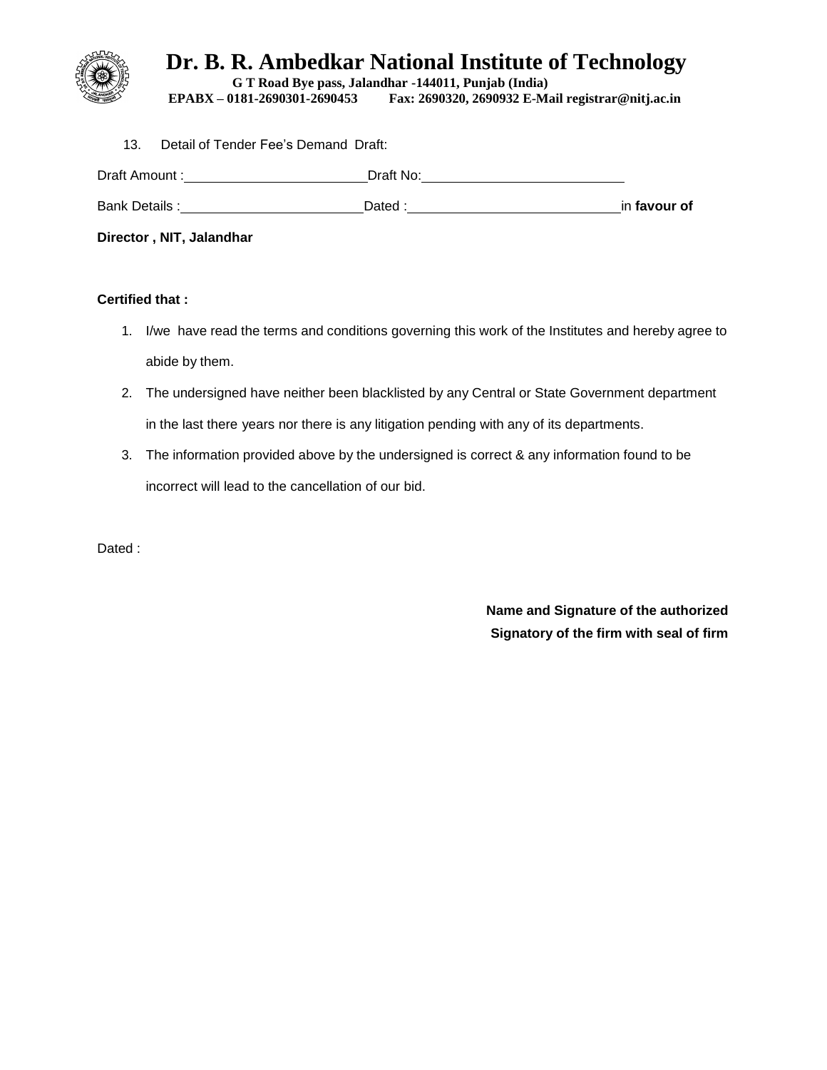# Dr. B. R. Ambedkar National Institute of Technology

**G T Road Bye pass, Jalandhar -144011, Punjab (India)**
**EPABX – 0181-2690301-2690453 Fax: 2690320, 2690932 E-Mail registrar@nitj.ac.in**

13. Detail of Tender Fee's Demand Draft:

Draft Amount :\_\_\_\_\_\_\_\_\_\_\_\_\_\_\_\_\_\_\_\_\_\_\_\_ Draft No:\_\_\_\_\_\_\_\_\_\_\_\_\_\_\_\_\_\_\_\_\_\_\_\_\_\_\_\_

Bank Details :\_\_\_\_\_\_\_\_\_\_\_\_\_\_\_\_\_\_\_\_\_\_\_\_ Dated :\_\_\_\_\_\_\_\_\_\_\_\_\_\_\_\_\_\_\_\_\_\_\_\_\_\_\_\_\_\_ in **favour of Director , NIT, Jalandhar**

**Certified that :**

1. I/we have read the terms and conditions governing this work of the Institutes and hereby agree to abide by them.
2. The undersigned have neither been blacklisted by any Central or State Government department in the last there years nor there is any litigation pending with any of its departments.
3. The information provided above by the undersigned is correct & any information found to be incorrect will lead to the cancellation of our bid.

Dated :

**Name and Signature of the authorized Signatory of the firm with seal of firm**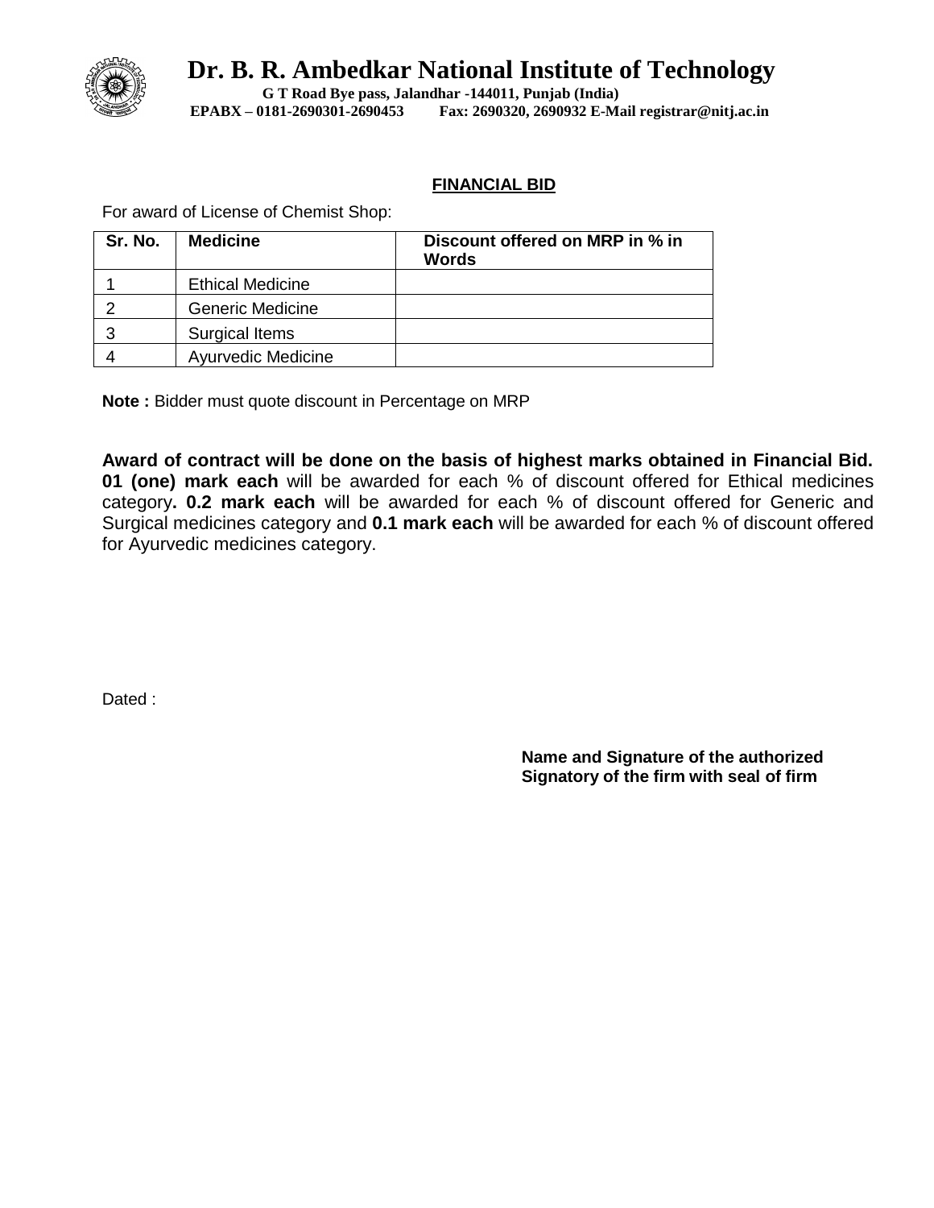# Dr. B. R. Ambedkar National Institute of Technology

**G T Road Bye pass, Jalandhar -144011, Punjab (India)**
**EPABX – 0181-2690301-2690453 Fax: 2690320, 2690932 E-Mail registrar@nitj.ac.in**

## FINANCIAL BID

For award of License of Chemist Shop:

| Sr. No. | Medicine | Discount offered on MRP in % in Words |
|---|---|---|
| 1 | Ethical Medicine | |
| 2 | Generic Medicine | |
| 3 | Surgical Items | |
| 4 | Ayurvedic Medicine | |

**Note :** Bidder must quote discount in Percentage on MRP

**Award of contract will be done on the basis of highest marks obtained in Financial Bid. 01 (one) mark each** will be awarded for each % of discount offered for Ethical medicines category**. 0.2 mark each** will be awarded for each % of discount offered for Generic and Surgical medicines category and **0.1 mark each** will be awarded for each % of discount offered for Ayurvedic medicines category.

Dated :

**Name and Signature of the authorized Signatory of the firm with seal of firm**